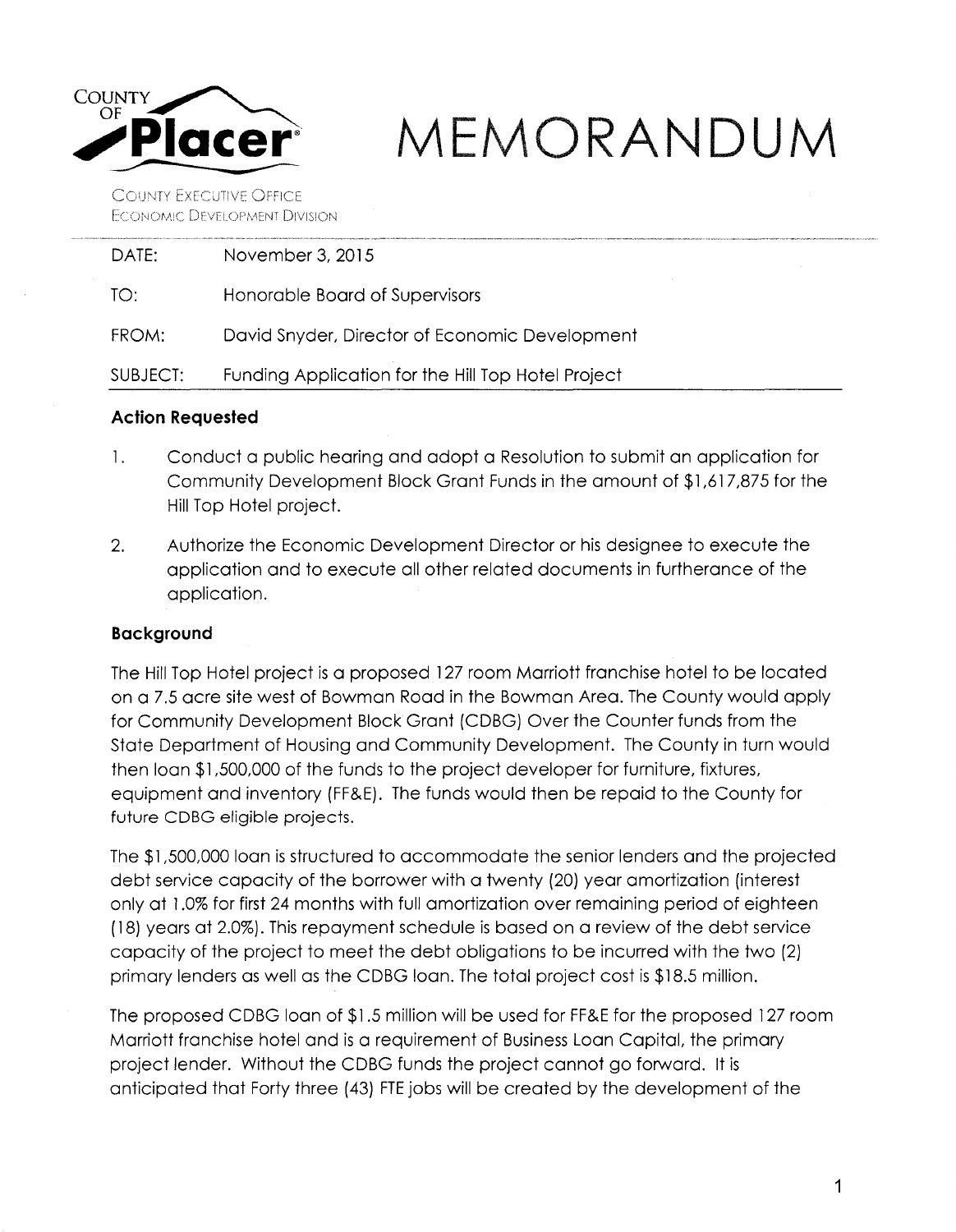COUNTY OF **Placer**

# MEMORANDUM

COUNTY EXECUTIVE OFFICE
ECONOMIC DEVELOPMENT DIVISION

| | |
|---|---|
| DATE: | November 3, 2015 |
| TO: | Honorable Board of Supervisors |
| FROM: | David Snyder, Director of Economic Development |
| SUBJECT: | Funding Application for the Hill Top Hotel Project |

### Action Requested

1. Conduct a public hearing and adopt a Resolution to submit an application for Community Development Block Grant Funds in the amount of $1,617,875 for the Hill Top Hotel project.

2. Authorize the Economic Development Director or his designee to execute the application and to execute all other related documents in furtherance of the application.

### Background

The Hill Top Hotel project is a proposed 127 room Marriott franchise hotel to be located on a 7.5 acre site west of Bowman Road in the Bowman Area. The County would apply for Community Development Block Grant (CDBG) Over the Counter funds from the State Department of Housing and Community Development. The County in turn would then loan $1,500,000 of the funds to the project developer for furniture, fixtures, equipment and inventory (FF&E). The funds would then be repaid to the County for future CDBG eligible projects.

The $1,500,000 loan is structured to accommodate the senior lenders and the projected debt service capacity of the borrower with a twenty (20) year amortization (interest only at 1.0% for first 24 months with full amortization over remaining period of eighteen (18) years at 2.0%). This repayment schedule is based on a review of the debt service capacity of the project to meet the debt obligations to be incurred with the two (2) primary lenders as well as the CDBG loan. The total project cost is $18.5 million.

The proposed CDBG loan of $1.5 million will be used for FF&E for the proposed 127 room Marriott franchise hotel and is a requirement of Business Loan Capital, the primary project lender. Without the CDBG funds the project cannot go forward. It is anticipated that Forty three (43) FTE jobs will be created by the development of the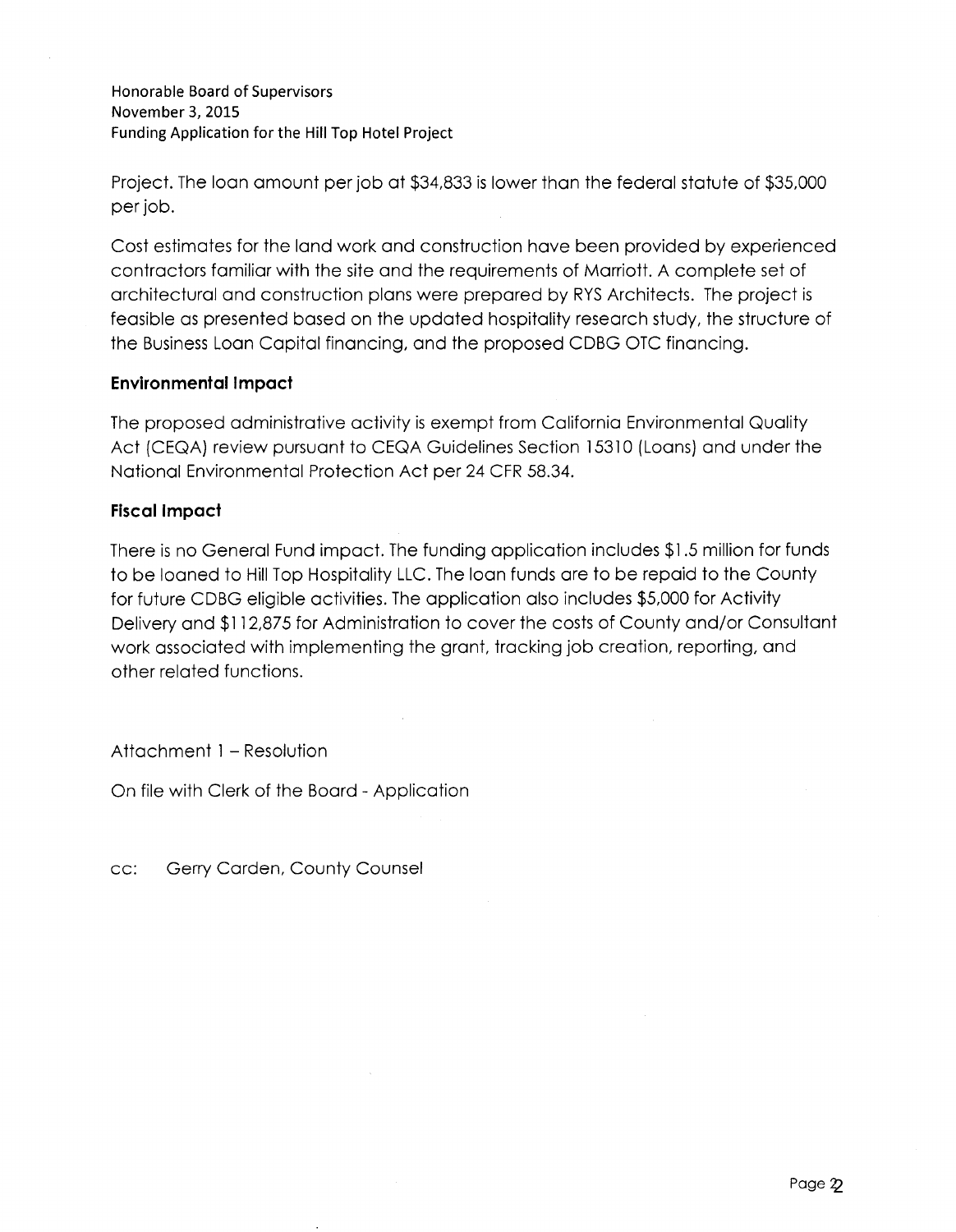Project. The loan amount per job at $34,833 is lower than the federal statute of $35,000 per job.

Cost estimates for the land work and construction have been provided by experienced contractors familiar with the site and the requirements of Marriott. A complete set of architectural and construction plans were prepared by RYS Architects. The project is feasible as presented based on the updated hospitality research study, the structure of the Business Loan Capital financing, and the proposed CDBG OTC financing.

**Environmental Impact**

The proposed administrative activity is exempt from California Environmental Quality Act (CEQA) review pursuant to CEQA Guidelines Section 15310 (Loans) and under the National Environmental Protection Act per 24 CFR 58.34.

**Fiscal Impact**

There is no General Fund impact. The funding application includes $1.5 million for funds to be loaned to Hill Top Hospitality LLC. The loan funds are to be repaid to the County for future CDBG eligible activities. The application also includes $5,000 for Activity Delivery and $112,875 for Administration to cover the costs of County and/or Consultant work associated with implementing the grant, tracking job creation, reporting, and other related functions.

Attachment 1 – Resolution

On file with Clerk of the Board - Application

cc: Gerry Carden, County Counsel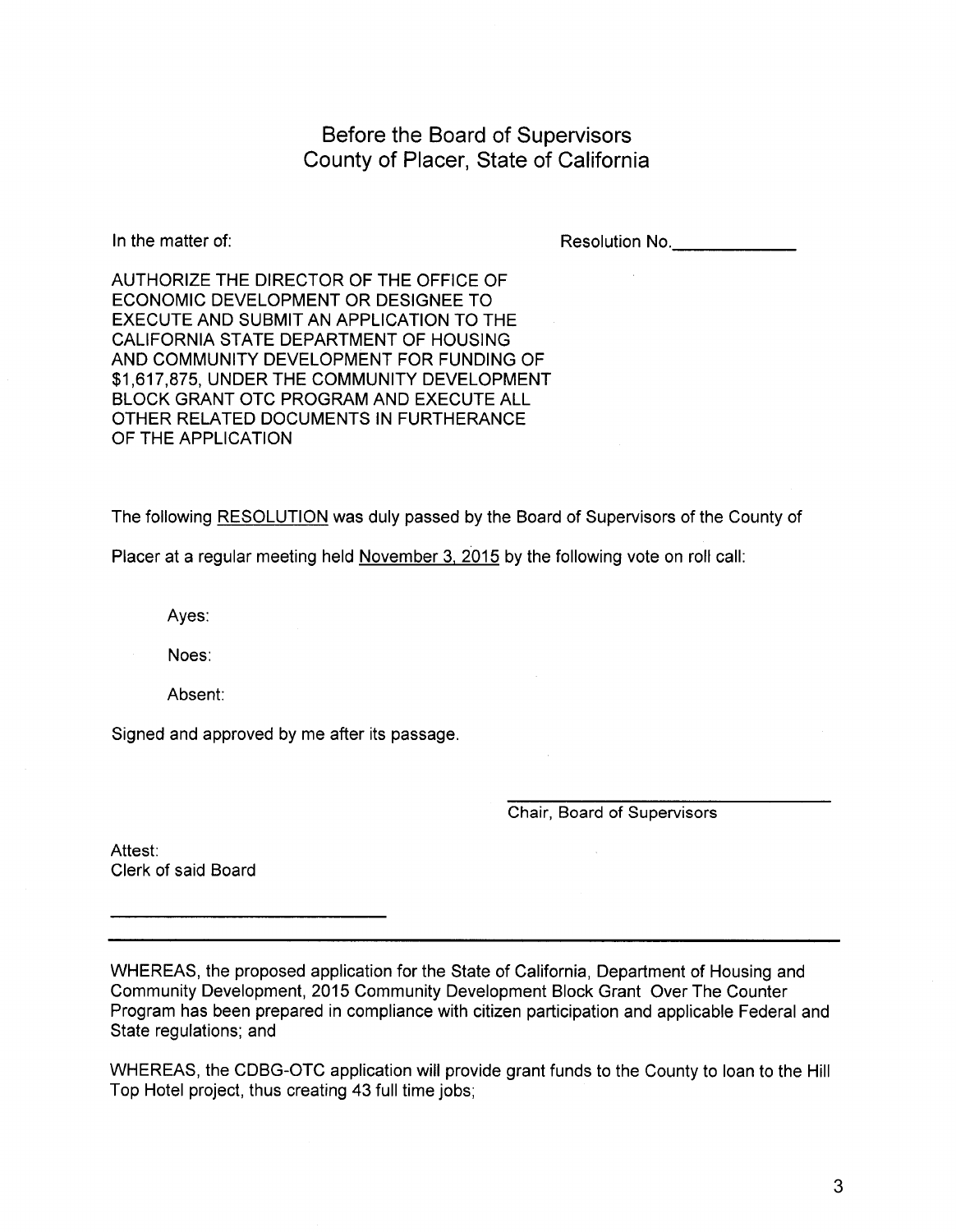# Before the Board of Supervisors
# County of Placer, State of California

In the matter of:

Resolution No.\_\_\_\_\_\_\_\_\_\_\_\_\_

AUTHORIZE THE DIRECTOR OF THE OFFICE OF ECONOMIC DEVELOPMENT OR DESIGNEE TO EXECUTE AND SUBMIT AN APPLICATION TO THE CALIFORNIA STATE DEPARTMENT OF HOUSING AND COMMUNITY DEVELOPMENT FOR FUNDING OF $1,617,875, UNDER THE COMMUNITY DEVELOPMENT BLOCK GRANT OTC PROGRAM AND EXECUTE ALL OTHER RELATED DOCUMENTS IN FURTHERANCE OF THE APPLICATION

The following RESOLUTION was duly passed by the Board of Supervisors of the County of Placer at a regular meeting held November 3, 2015 by the following vote on roll call:

Ayes:

Noes:

Absent:

Signed and approved by me after its passage.

\_\_\_\_\_\_\_\_\_\_\_\_\_\_\_\_\_\_\_\_\_\_\_\_\_\_\_\_\_\_\_\_
Chair, Board of Supervisors

Attest:
Clerk of said Board

\_\_\_\_\_\_\_\_\_\_\_\_\_\_\_\_\_\_\_\_\_\_\_\_\_\_\_\_\_\_\_\_

---

WHEREAS, the proposed application for the State of California, Department of Housing and Community Development, 2015 Community Development Block Grant Over The Counter Program has been prepared in compliance with citizen participation and applicable Federal and State regulations; and

WHEREAS, the CDBG-OTC application will provide grant funds to the County to loan to the Hill Top Hotel project, thus creating 43 full time jobs;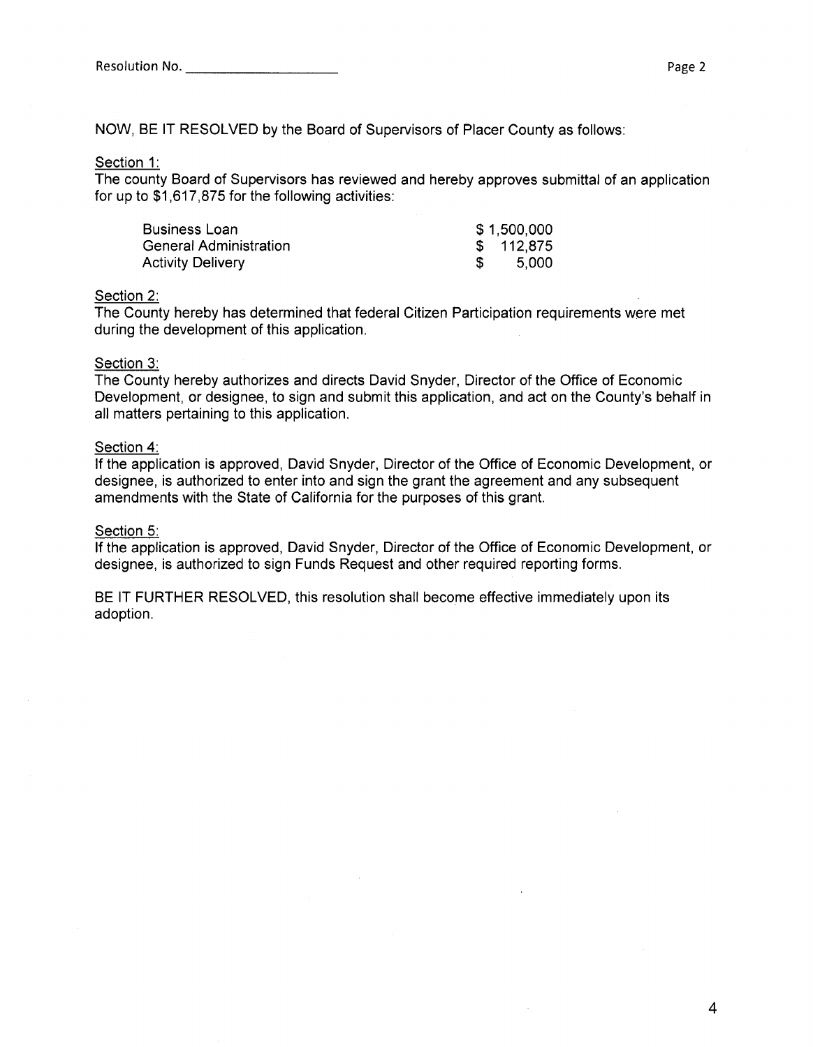NOW, BE IT RESOLVED by the Board of Supervisors of Placer County as follows:

Section 1:
The county Board of Supervisors has reviewed and hereby approves submittal of an application for up to $1,617,875 for the following activities:

| | |
|---|---|
| Business Loan | $ 1,500,000 |
| General Administration | $ 112,875 |
| Activity Delivery | $ 5,000 |

Section 2:
The County hereby has determined that federal Citizen Participation requirements were met during the development of this application.

Section 3:
The County hereby authorizes and directs David Snyder, Director of the Office of Economic Development, or designee, to sign and submit this application, and act on the County's behalf in all matters pertaining to this application.

Section 4:
If the application is approved, David Snyder, Director of the Office of Economic Development, or designee, is authorized to enter into and sign the grant the agreement and any subsequent amendments with the State of California for the purposes of this grant.

Section 5:
If the application is approved, David Snyder, Director of the Office of Economic Development, or designee, is authorized to sign Funds Request and other required reporting forms.

BE IT FURTHER RESOLVED, this resolution shall become effective immediately upon its adoption.